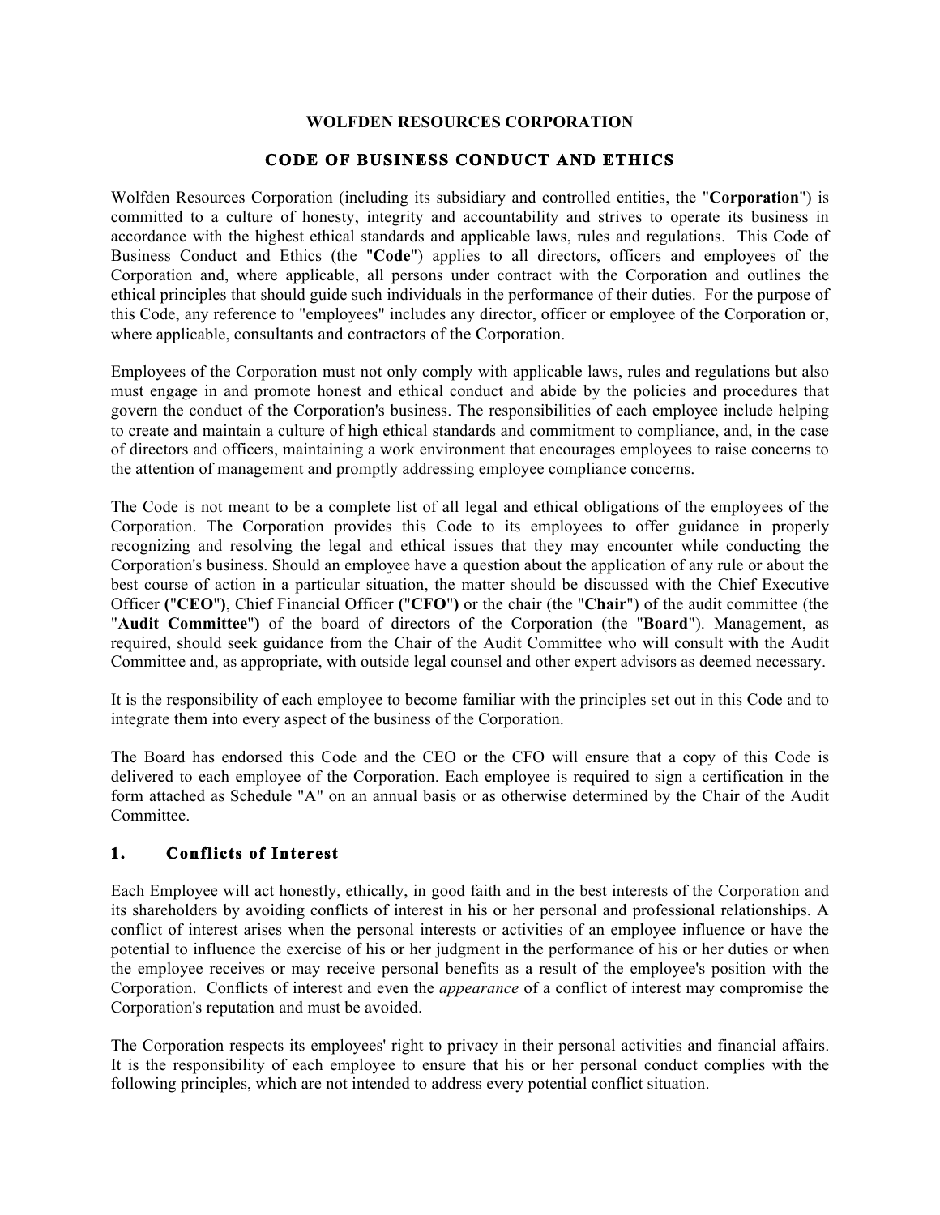# WOLFDEN RESOURCES CORPORATION

## CODE OF BUSINESS CONDUCT AND ETHICS

Wolfden Resources Corporation (including its subsidiary and controlled entities, the "**Corporation**") is committed to a culture of honesty, integrity and accountability and strives to operate its business in accordance with the highest ethical standards and applicable laws, rules and regulations. This Code of Business Conduct and Ethics (the "**Code**") applies to all directors, officers and employees of the Corporation and, where applicable, all persons under contract with the Corporation and outlines the ethical principles that should guide such individuals in the performance of their duties. For the purpose of this Code, any reference to "employees" includes any director, officer or employee of the Corporation or, where applicable, consultants and contractors of the Corporation.

Employees of the Corporation must not only comply with applicable laws, rules and regulations but also must engage in and promote honest and ethical conduct and abide by the policies and procedures that govern the conduct of the Corporation's business. The responsibilities of each employee include helping to create and maintain a culture of high ethical standards and commitment to compliance, and, in the case of directors and officers, maintaining a work environment that encourages employees to raise concerns to the attention of management and promptly addressing employee compliance concerns.

The Code is not meant to be a complete list of all legal and ethical obligations of the employees of the Corporation. The Corporation provides this Code to its employees to offer guidance in properly recognizing and resolving the legal and ethical issues that they may encounter while conducting the Corporation's business. Should an employee have a question about the application of any rule or about the best course of action in a particular situation, the matter should be discussed with the Chief Executive Officer **(**"**CEO**"**)**, Chief Financial Officer **(**"**CFO**"**)** or the chair (the "**Chair**") of the audit committee (the "**Audit Committee**"**)** of the board of directors of the Corporation (the "**Board**"). Management, as required, should seek guidance from the Chair of the Audit Committee who will consult with the Audit Committee and, as appropriate, with outside legal counsel and other expert advisors as deemed necessary.

It is the responsibility of each employee to become familiar with the principles set out in this Code and to integrate them into every aspect of the business of the Corporation.

The Board has endorsed this Code and the CEO or the CFO will ensure that a copy of this Code is delivered to each employee of the Corporation. Each employee is required to sign a certification in the form attached as Schedule "A" on an annual basis or as otherwise determined by the Chair of the Audit Committee.

### 1. Conflicts of Interest

Each Employee will act honestly, ethically, in good faith and in the best interests of the Corporation and its shareholders by avoiding conflicts of interest in his or her personal and professional relationships. A conflict of interest arises when the personal interests or activities of an employee influence or have the potential to influence the exercise of his or her judgment in the performance of his or her duties or when the employee receives or may receive personal benefits as a result of the employee's position with the Corporation. Conflicts of interest and even the *appearance* of a conflict of interest may compromise the Corporation's reputation and must be avoided.

The Corporation respects its employees' right to privacy in their personal activities and financial affairs. It is the responsibility of each employee to ensure that his or her personal conduct complies with the following principles, which are not intended to address every potential conflict situation.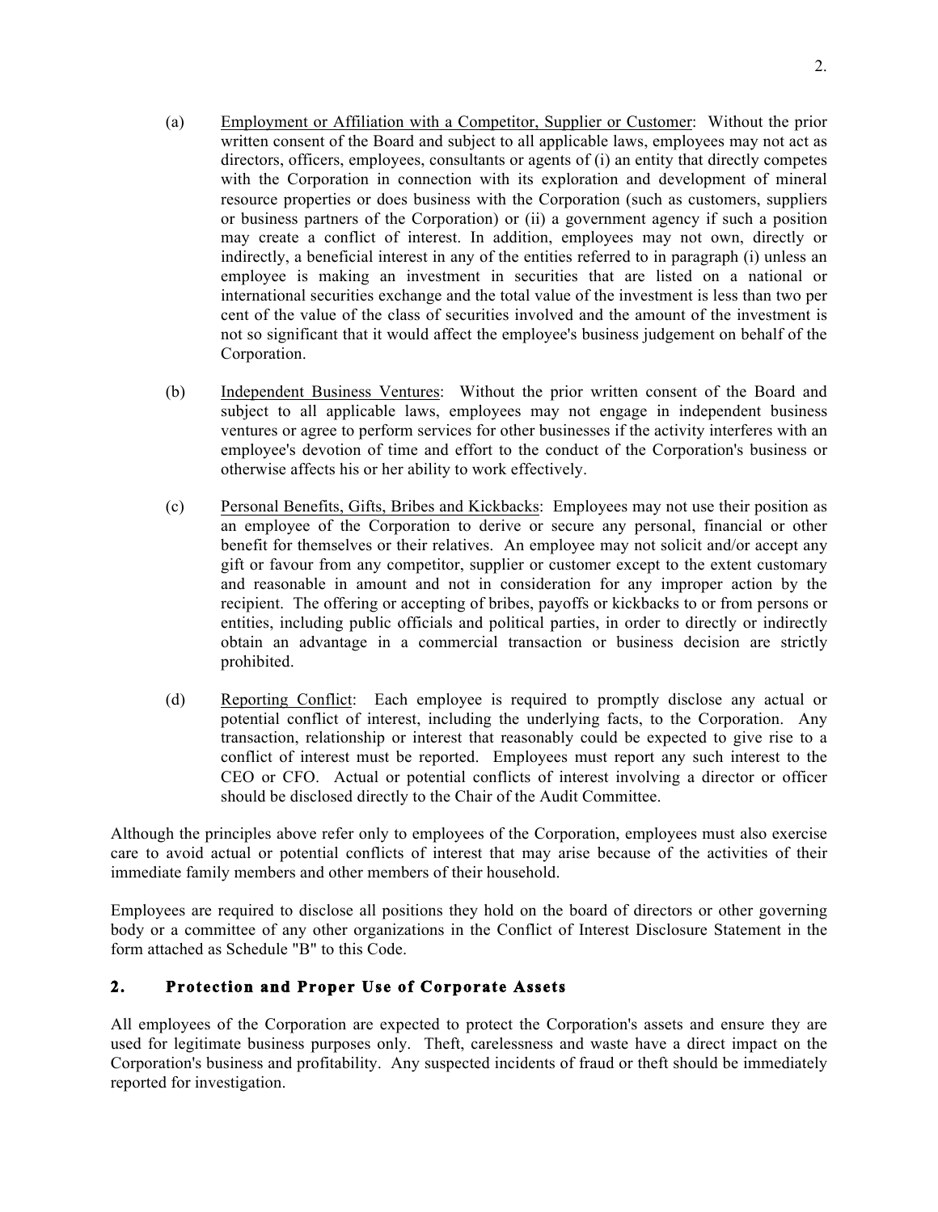(a) Employment or Affiliation with a Competitor, Supplier or Customer: Without the prior written consent of the Board and subject to all applicable laws, employees may not act as directors, officers, employees, consultants or agents of (i) an entity that directly competes with the Corporation in connection with its exploration and development of mineral resource properties or does business with the Corporation (such as customers, suppliers or business partners of the Corporation) or (ii) a government agency if such a position may create a conflict of interest. In addition, employees may not own, directly or indirectly, a beneficial interest in any of the entities referred to in paragraph (i) unless an employee is making an investment in securities that are listed on a national or international securities exchange and the total value of the investment is less than two per cent of the value of the class of securities involved and the amount of the investment is not so significant that it would affect the employee's business judgement on behalf of the Corporation.

(b) Independent Business Ventures: Without the prior written consent of the Board and subject to all applicable laws, employees may not engage in independent business ventures or agree to perform services for other businesses if the activity interferes with an employee's devotion of time and effort to the conduct of the Corporation's business or otherwise affects his or her ability to work effectively.

(c) Personal Benefits, Gifts, Bribes and Kickbacks: Employees may not use their position as an employee of the Corporation to derive or secure any personal, financial or other benefit for themselves or their relatives. An employee may not solicit and/or accept any gift or favour from any competitor, supplier or customer except to the extent customary and reasonable in amount and not in consideration for any improper action by the recipient. The offering or accepting of bribes, payoffs or kickbacks to or from persons or entities, including public officials and political parties, in order to directly or indirectly obtain an advantage in a commercial transaction or business decision are strictly prohibited.

(d) Reporting Conflict: Each employee is required to promptly disclose any actual or potential conflict of interest, including the underlying facts, to the Corporation. Any transaction, relationship or interest that reasonably could be expected to give rise to a conflict of interest must be reported. Employees must report any such interest to the CEO or CFO. Actual or potential conflicts of interest involving a director or officer should be disclosed directly to the Chair of the Audit Committee.

Although the principles above refer only to employees of the Corporation, employees must also exercise care to avoid actual or potential conflicts of interest that may arise because of the activities of their immediate family members and other members of their household.

Employees are required to disclose all positions they hold on the board of directors or other governing body or a committee of any other organizations in the Conflict of Interest Disclosure Statement in the form attached as Schedule "B" to this Code.

## 2. Protection and Proper Use of Corporate Assets

All employees of the Corporation are expected to protect the Corporation's assets and ensure they are used for legitimate business purposes only. Theft, carelessness and waste have a direct impact on the Corporation's business and profitability. Any suspected incidents of fraud or theft should be immediately reported for investigation.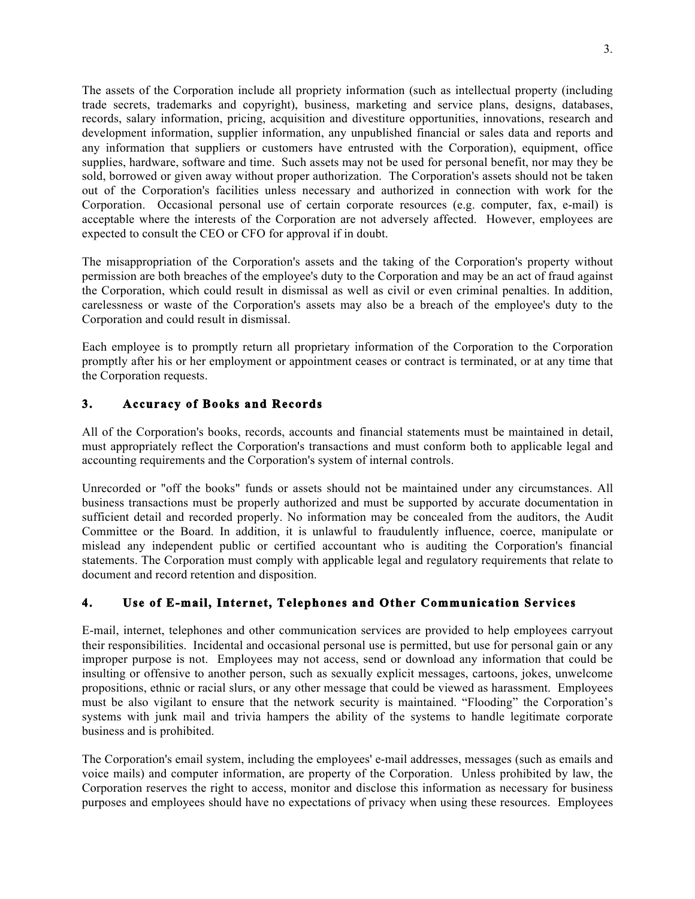The assets of the Corporation include all propriety information (such as intellectual property (including trade secrets, trademarks and copyright), business, marketing and service plans, designs, databases, records, salary information, pricing, acquisition and divestiture opportunities, innovations, research and development information, supplier information, any unpublished financial or sales data and reports and any information that suppliers or customers have entrusted with the Corporation), equipment, office supplies, hardware, software and time. Such assets may not be used for personal benefit, nor may they be sold, borrowed or given away without proper authorization. The Corporation's assets should not be taken out of the Corporation's facilities unless necessary and authorized in connection with work for the Corporation. Occasional personal use of certain corporate resources (e.g. computer, fax, e-mail) is acceptable where the interests of the Corporation are not adversely affected. However, employees are expected to consult the CEO or CFO for approval if in doubt.

The misappropriation of the Corporation's assets and the taking of the Corporation's property without permission are both breaches of the employee's duty to the Corporation and may be an act of fraud against the Corporation, which could result in dismissal as well as civil or even criminal penalties. In addition, carelessness or waste of the Corporation's assets may also be a breach of the employee's duty to the Corporation and could result in dismissal.

Each employee is to promptly return all proprietary information of the Corporation to the Corporation promptly after his or her employment or appointment ceases or contract is terminated, or at any time that the Corporation requests.

## 3. Accuracy of Books and Records

All of the Corporation's books, records, accounts and financial statements must be maintained in detail, must appropriately reflect the Corporation's transactions and must conform both to applicable legal and accounting requirements and the Corporation's system of internal controls.

Unrecorded or "off the books" funds or assets should not be maintained under any circumstances. All business transactions must be properly authorized and must be supported by accurate documentation in sufficient detail and recorded properly. No information may be concealed from the auditors, the Audit Committee or the Board. In addition, it is unlawful to fraudulently influence, coerce, manipulate or mislead any independent public or certified accountant who is auditing the Corporation's financial statements. The Corporation must comply with applicable legal and regulatory requirements that relate to document and record retention and disposition.

## 4. Use of E-mail, Internet, Telephones and Other Communication Services

E-mail, internet, telephones and other communication services are provided to help employees carryout their responsibilities. Incidental and occasional personal use is permitted, but use for personal gain or any improper purpose is not. Employees may not access, send or download any information that could be insulting or offensive to another person, such as sexually explicit messages, cartoons, jokes, unwelcome propositions, ethnic or racial slurs, or any other message that could be viewed as harassment. Employees must be also vigilant to ensure that the network security is maintained. "Flooding" the Corporation's systems with junk mail and trivia hampers the ability of the systems to handle legitimate corporate business and is prohibited.

The Corporation's email system, including the employees' e-mail addresses, messages (such as emails and voice mails) and computer information, are property of the Corporation. Unless prohibited by law, the Corporation reserves the right to access, monitor and disclose this information as necessary for business purposes and employees should have no expectations of privacy when using these resources. Employees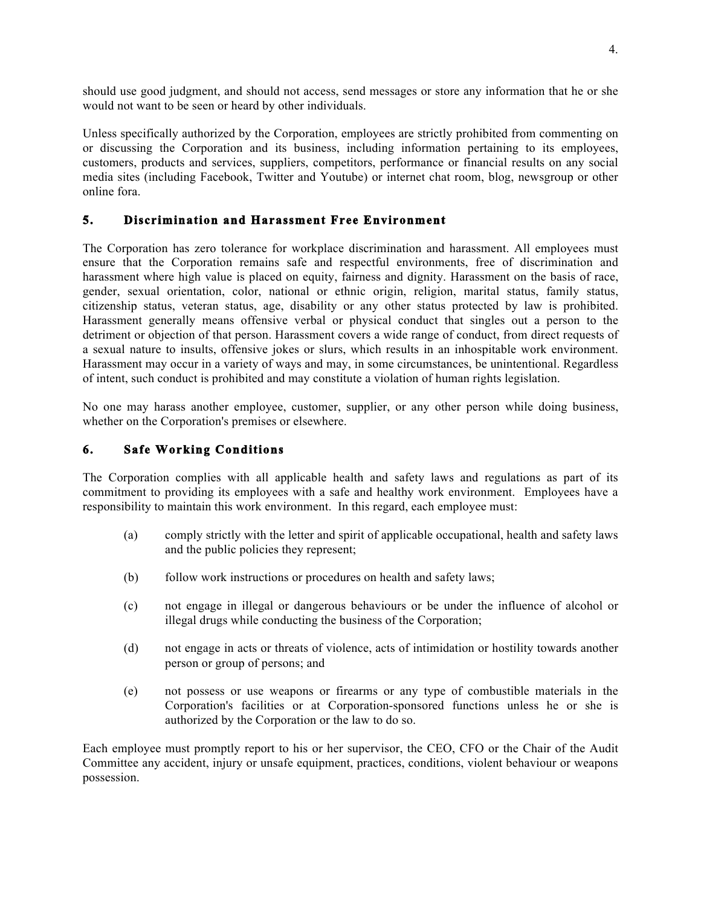should use good judgment, and should not access, send messages or store any information that he or she would not want to be seen or heard by other individuals.

Unless specifically authorized by the Corporation, employees are strictly prohibited from commenting on or discussing the Corporation and its business, including information pertaining to its employees, customers, products and services, suppliers, competitors, performance or financial results on any social media sites (including Facebook, Twitter and Youtube) or internet chat room, blog, newsgroup or other online fora.

## 5. Discrimination and Harassment Free Environment

The Corporation has zero tolerance for workplace discrimination and harassment. All employees must ensure that the Corporation remains safe and respectful environments, free of discrimination and harassment where high value is placed on equity, fairness and dignity. Harassment on the basis of race, gender, sexual orientation, color, national or ethnic origin, religion, marital status, family status, citizenship status, veteran status, age, disability or any other status protected by law is prohibited. Harassment generally means offensive verbal or physical conduct that singles out a person to the detriment or objection of that person. Harassment covers a wide range of conduct, from direct requests of a sexual nature to insults, offensive jokes or slurs, which results in an inhospitable work environment. Harassment may occur in a variety of ways and may, in some circumstances, be unintentional. Regardless of intent, such conduct is prohibited and may constitute a violation of human rights legislation.

No one may harass another employee, customer, supplier, or any other person while doing business, whether on the Corporation's premises or elsewhere.

## 6. Safe Working Conditions

The Corporation complies with all applicable health and safety laws and regulations as part of its commitment to providing its employees with a safe and healthy work environment. Employees have a responsibility to maintain this work environment. In this regard, each employee must:

(a) comply strictly with the letter and spirit of applicable occupational, health and safety laws and the public policies they represent;

(b) follow work instructions or procedures on health and safety laws;

(c) not engage in illegal or dangerous behaviours or be under the influence of alcohol or illegal drugs while conducting the business of the Corporation;

(d) not engage in acts or threats of violence, acts of intimidation or hostility towards another person or group of persons; and

(e) not possess or use weapons or firearms or any type of combustible materials in the Corporation's facilities or at Corporation-sponsored functions unless he or she is authorized by the Corporation or the law to do so.

Each employee must promptly report to his or her supervisor, the CEO, CFO or the Chair of the Audit Committee any accident, injury or unsafe equipment, practices, conditions, violent behaviour or weapons possession.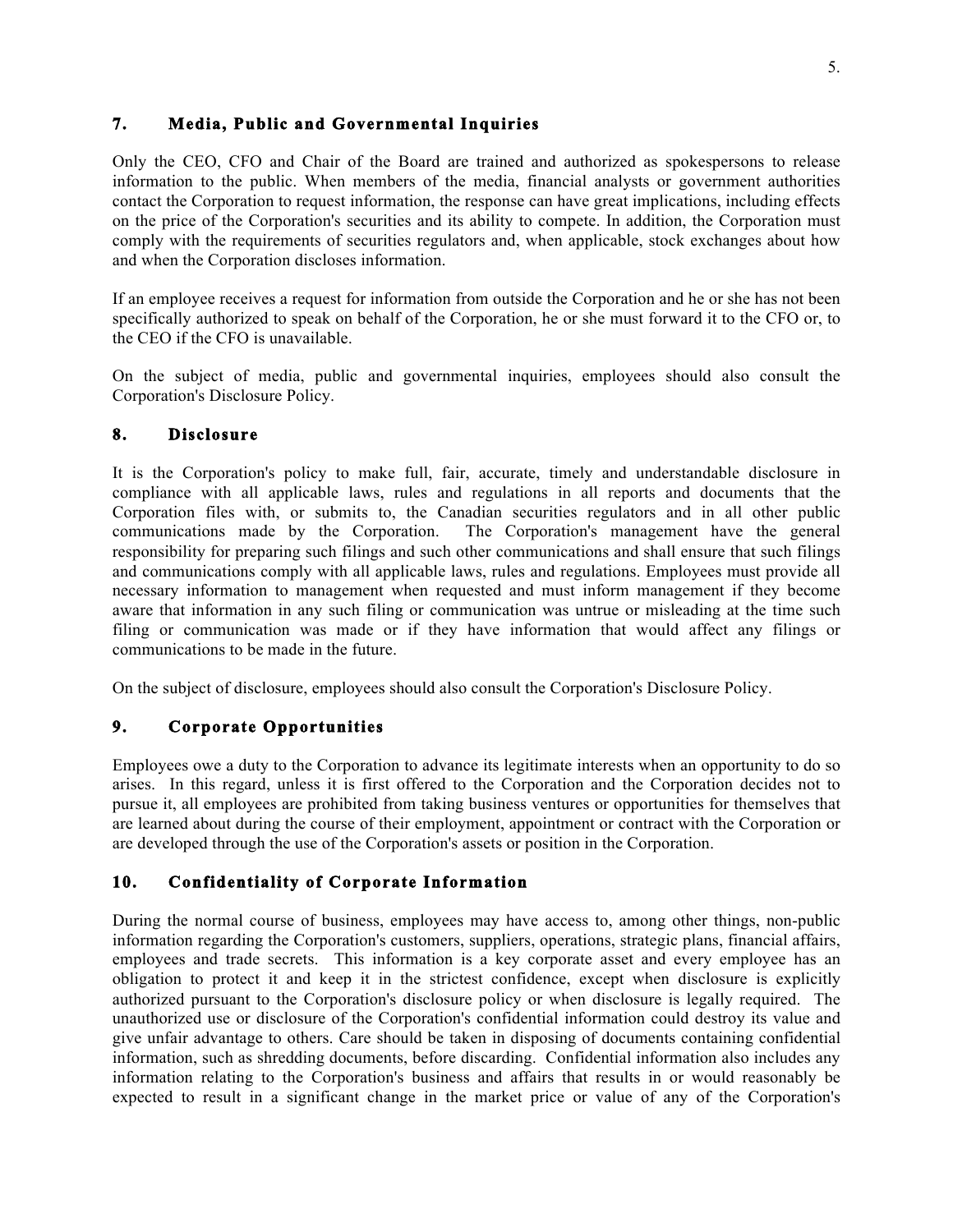## 7. Media, Public and Governmental Inquiries

Only the CEO, CFO and Chair of the Board are trained and authorized as spokespersons to release information to the public. When members of the media, financial analysts or government authorities contact the Corporation to request information, the response can have great implications, including effects on the price of the Corporation's securities and its ability to compete. In addition, the Corporation must comply with the requirements of securities regulators and, when applicable, stock exchanges about how and when the Corporation discloses information.

If an employee receives a request for information from outside the Corporation and he or she has not been specifically authorized to speak on behalf of the Corporation, he or she must forward it to the CFO or, to the CEO if the CFO is unavailable.

On the subject of media, public and governmental inquiries, employees should also consult the Corporation's Disclosure Policy.

## 8. Disclosure

It is the Corporation's policy to make full, fair, accurate, timely and understandable disclosure in compliance with all applicable laws, rules and regulations in all reports and documents that the Corporation files with, or submits to, the Canadian securities regulators and in all other public communications made by the Corporation. The Corporation's management have the general responsibility for preparing such filings and such other communications and shall ensure that such filings and communications comply with all applicable laws, rules and regulations. Employees must provide all necessary information to management when requested and must inform management if they become aware that information in any such filing or communication was untrue or misleading at the time such filing or communication was made or if they have information that would affect any filings or communications to be made in the future.

On the subject of disclosure, employees should also consult the Corporation's Disclosure Policy.

## 9. Corporate Opportunities

Employees owe a duty to the Corporation to advance its legitimate interests when an opportunity to do so arises. In this regard, unless it is first offered to the Corporation and the Corporation decides not to pursue it, all employees are prohibited from taking business ventures or opportunities for themselves that are learned about during the course of their employment, appointment or contract with the Corporation or are developed through the use of the Corporation's assets or position in the Corporation.

## 10. Confidentiality of Corporate Information

During the normal course of business, employees may have access to, among other things, non-public information regarding the Corporation's customers, suppliers, operations, strategic plans, financial affairs, employees and trade secrets. This information is a key corporate asset and every employee has an obligation to protect it and keep it in the strictest confidence, except when disclosure is explicitly authorized pursuant to the Corporation's disclosure policy or when disclosure is legally required. The unauthorized use or disclosure of the Corporation's confidential information could destroy its value and give unfair advantage to others. Care should be taken in disposing of documents containing confidential information, such as shredding documents, before discarding. Confidential information also includes any information relating to the Corporation's business and affairs that results in or would reasonably be expected to result in a significant change in the market price or value of any of the Corporation's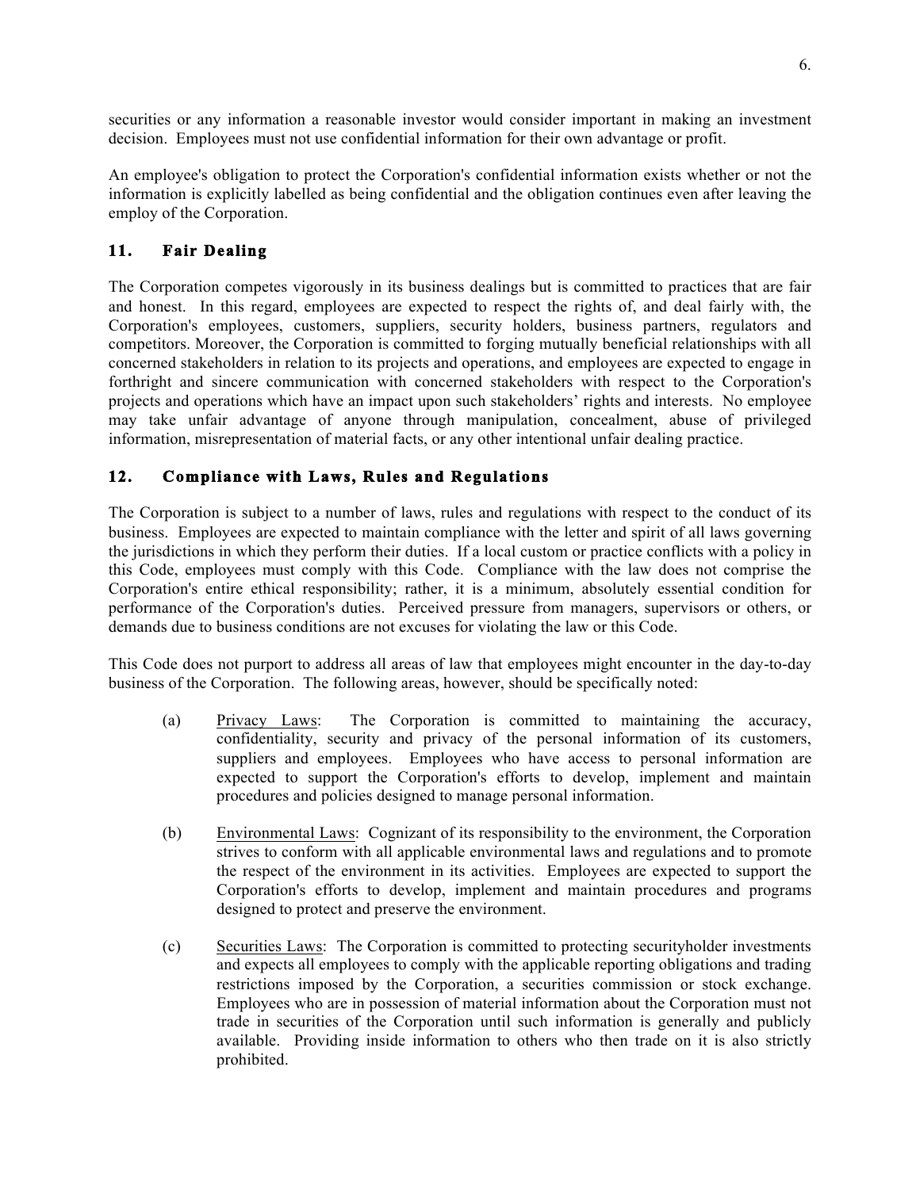securities or any information a reasonable investor would consider important in making an investment decision. Employees must not use confidential information for their own advantage or profit.

An employee's obligation to protect the Corporation's confidential information exists whether or not the information is explicitly labelled as being confidential and the obligation continues even after leaving the employ of the Corporation.

## 11. Fair Dealing

The Corporation competes vigorously in its business dealings but is committed to practices that are fair and honest. In this regard, employees are expected to respect the rights of, and deal fairly with, the Corporation's employees, customers, suppliers, security holders, business partners, regulators and competitors. Moreover, the Corporation is committed to forging mutually beneficial relationships with all concerned stakeholders in relation to its projects and operations, and employees are expected to engage in forthright and sincere communication with concerned stakeholders with respect to the Corporation's projects and operations which have an impact upon such stakeholders' rights and interests. No employee may take unfair advantage of anyone through manipulation, concealment, abuse of privileged information, misrepresentation of material facts, or any other intentional unfair dealing practice.

## 12. Compliance with Laws, Rules and Regulations

The Corporation is subject to a number of laws, rules and regulations with respect to the conduct of its business. Employees are expected to maintain compliance with the letter and spirit of all laws governing the jurisdictions in which they perform their duties. If a local custom or practice conflicts with a policy in this Code, employees must comply with this Code. Compliance with the law does not comprise the Corporation's entire ethical responsibility; rather, it is a minimum, absolutely essential condition for performance of the Corporation's duties. Perceived pressure from managers, supervisors or others, or demands due to business conditions are not excuses for violating the law or this Code.

This Code does not purport to address all areas of law that employees might encounter in the day-to-day business of the Corporation. The following areas, however, should be specifically noted:

(a) Privacy Laws: The Corporation is committed to maintaining the accuracy, confidentiality, security and privacy of the personal information of its customers, suppliers and employees. Employees who have access to personal information are expected to support the Corporation's efforts to develop, implement and maintain procedures and policies designed to manage personal information.

(b) Environmental Laws: Cognizant of its responsibility to the environment, the Corporation strives to conform with all applicable environmental laws and regulations and to promote the respect of the environment in its activities. Employees are expected to support the Corporation's efforts to develop, implement and maintain procedures and programs designed to protect and preserve the environment.

(c) Securities Laws: The Corporation is committed to protecting securityholder investments and expects all employees to comply with the applicable reporting obligations and trading restrictions imposed by the Corporation, a securities commission or stock exchange. Employees who are in possession of material information about the Corporation must not trade in securities of the Corporation until such information is generally and publicly available. Providing inside information to others who then trade on it is also strictly prohibited.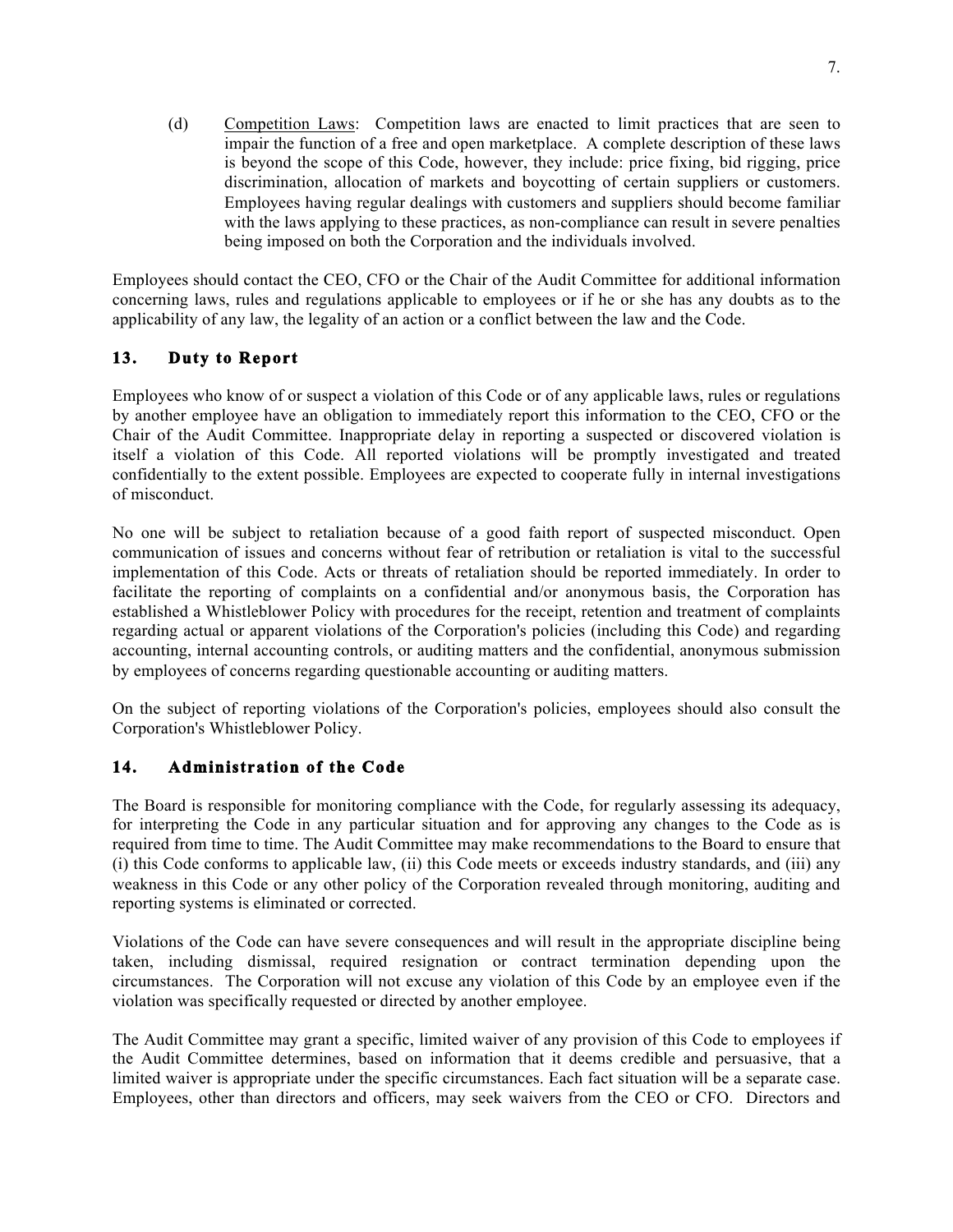(d) Competition Laws: Competition laws are enacted to limit practices that are seen to impair the function of a free and open marketplace. A complete description of these laws is beyond the scope of this Code, however, they include: price fixing, bid rigging, price discrimination, allocation of markets and boycotting of certain suppliers or customers. Employees having regular dealings with customers and suppliers should become familiar with the laws applying to these practices, as non-compliance can result in severe penalties being imposed on both the Corporation and the individuals involved.

Employees should contact the CEO, CFO or the Chair of the Audit Committee for additional information concerning laws, rules and regulations applicable to employees or if he or she has any doubts as to the applicability of any law, the legality of an action or a conflict between the law and the Code.

## 13. Duty to Report

Employees who know of or suspect a violation of this Code or of any applicable laws, rules or regulations by another employee have an obligation to immediately report this information to the CEO, CFO or the Chair of the Audit Committee. Inappropriate delay in reporting a suspected or discovered violation is itself a violation of this Code. All reported violations will be promptly investigated and treated confidentially to the extent possible. Employees are expected to cooperate fully in internal investigations of misconduct.

No one will be subject to retaliation because of a good faith report of suspected misconduct. Open communication of issues and concerns without fear of retribution or retaliation is vital to the successful implementation of this Code. Acts or threats of retaliation should be reported immediately. In order to facilitate the reporting of complaints on a confidential and/or anonymous basis, the Corporation has established a Whistleblower Policy with procedures for the receipt, retention and treatment of complaints regarding actual or apparent violations of the Corporation's policies (including this Code) and regarding accounting, internal accounting controls, or auditing matters and the confidential, anonymous submission by employees of concerns regarding questionable accounting or auditing matters.

On the subject of reporting violations of the Corporation's policies, employees should also consult the Corporation's Whistleblower Policy.

## 14. Administration of the Code

The Board is responsible for monitoring compliance with the Code, for regularly assessing its adequacy, for interpreting the Code in any particular situation and for approving any changes to the Code as is required from time to time. The Audit Committee may make recommendations to the Board to ensure that (i) this Code conforms to applicable law, (ii) this Code meets or exceeds industry standards, and (iii) any weakness in this Code or any other policy of the Corporation revealed through monitoring, auditing and reporting systems is eliminated or corrected.

Violations of the Code can have severe consequences and will result in the appropriate discipline being taken, including dismissal, required resignation or contract termination depending upon the circumstances. The Corporation will not excuse any violation of this Code by an employee even if the violation was specifically requested or directed by another employee.

The Audit Committee may grant a specific, limited waiver of any provision of this Code to employees if the Audit Committee determines, based on information that it deems credible and persuasive, that a limited waiver is appropriate under the specific circumstances. Each fact situation will be a separate case. Employees, other than directors and officers, may seek waivers from the CEO or CFO. Directors and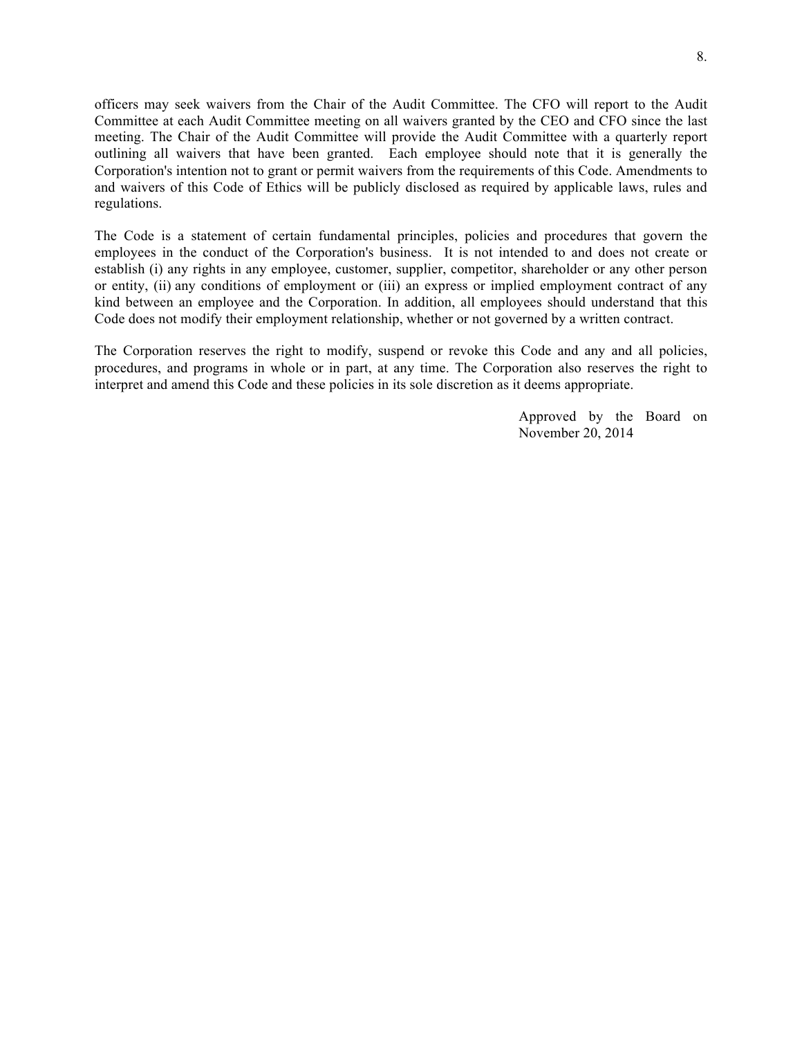officers may seek waivers from the Chair of the Audit Committee. The CFO will report to the Audit Committee at each Audit Committee meeting on all waivers granted by the CEO and CFO since the last meeting. The Chair of the Audit Committee will provide the Audit Committee with a quarterly report outlining all waivers that have been granted. Each employee should note that it is generally the Corporation's intention not to grant or permit waivers from the requirements of this Code. Amendments to and waivers of this Code of Ethics will be publicly disclosed as required by applicable laws, rules and regulations.

The Code is a statement of certain fundamental principles, policies and procedures that govern the employees in the conduct of the Corporation's business. It is not intended to and does not create or establish (i) any rights in any employee, customer, supplier, competitor, shareholder or any other person or entity, (ii) any conditions of employment or (iii) an express or implied employment contract of any kind between an employee and the Corporation. In addition, all employees should understand that this Code does not modify their employment relationship, whether or not governed by a written contract.

The Corporation reserves the right to modify, suspend or revoke this Code and any and all policies, procedures, and programs in whole or in part, at any time. The Corporation also reserves the right to interpret and amend this Code and these policies in its sole discretion as it deems appropriate.

Approved by the Board on November 20, 2014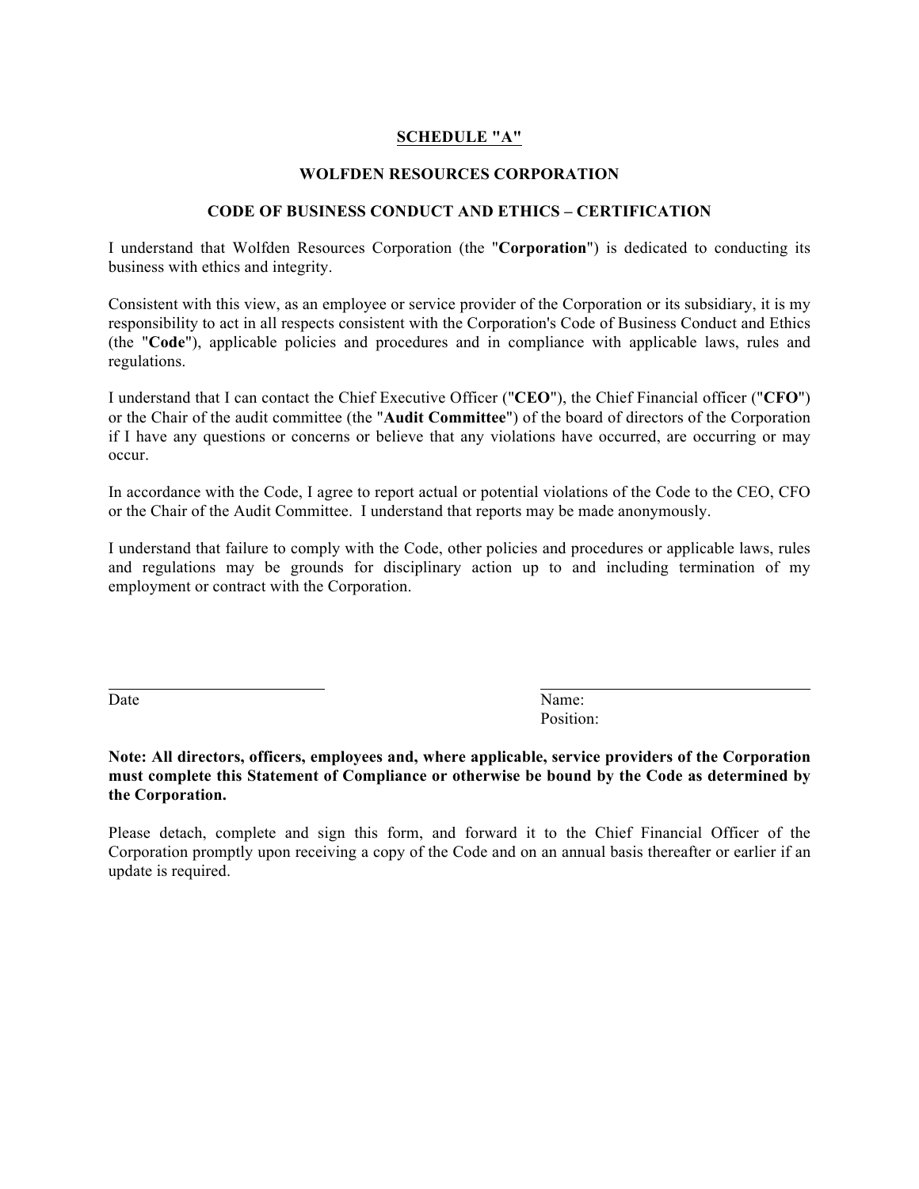**SCHEDULE "A"**

**WOLFDEN RESOURCES CORPORATION**

**CODE OF BUSINESS CONDUCT AND ETHICS – CERTIFICATION**

I understand that Wolfden Resources Corporation (the "**Corporation**") is dedicated to conducting its business with ethics and integrity.

Consistent with this view, as an employee or service provider of the Corporation or its subsidiary, it is my responsibility to act in all respects consistent with the Corporation's Code of Business Conduct and Ethics (the "**Code**"), applicable policies and procedures and in compliance with applicable laws, rules and regulations.

I understand that I can contact the Chief Executive Officer ("**CEO**"), the Chief Financial officer ("**CFO**") or the Chair of the audit committee (the "**Audit Committee**") of the board of directors of the Corporation if I have any questions or concerns or believe that any violations have occurred, are occurring or may occur.

In accordance with the Code, I agree to report actual or potential violations of the Code to the CEO, CFO or the Chair of the Audit Committee. I understand that reports may be made anonymously.

I understand that failure to comply with the Code, other policies and procedures or applicable laws, rules and regulations may be grounds for disciplinary action up to and including termination of my employment or contract with the Corporation.

\_\_\_\_\_\_\_\_\_\_\_\_\_\_\_\_\_\_\_\_\_\_\_\_\_\_\_\_
Date

\_\_\_\_\_\_\_\_\_\_\_\_\_\_\_\_\_\_\_\_\_\_\_\_\_\_\_\_
Name:
Position:

**Note: All directors, officers, employees and, where applicable, service providers of the Corporation must complete this Statement of Compliance or otherwise be bound by the Code as determined by the Corporation.**

Please detach, complete and sign this form, and forward it to the Chief Financial Officer of the Corporation promptly upon receiving a copy of the Code and on an annual basis thereafter or earlier if an update is required.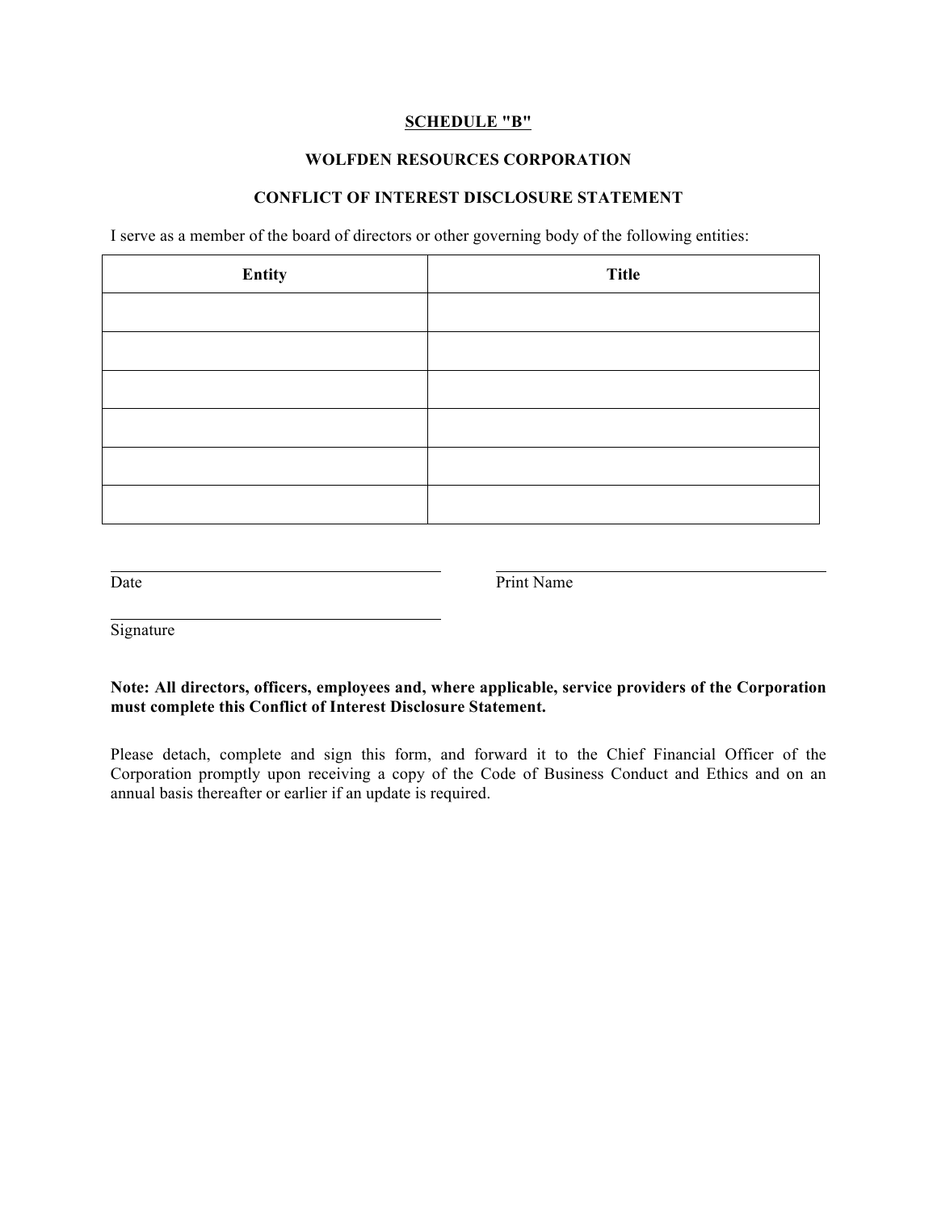**SCHEDULE "B"**

**WOLFDEN RESOURCES CORPORATION**

**CONFLICT OF INTEREST DISCLOSURE STATEMENT**

I serve as a member of the board of directors or other governing body of the following entities:

| Entity | Title |
|---|---|
| | |
| | |
| | |
| | |
| | |
| | |

______________________________ Date

______________________________ Print Name

______________________________ Signature

**Note: All directors, officers, employees and, where applicable, service providers of the Corporation must complete this Conflict of Interest Disclosure Statement.**

Please detach, complete and sign this form, and forward it to the Chief Financial Officer of the Corporation promptly upon receiving a copy of the Code of Business Conduct and Ethics and on an annual basis thereafter or earlier if an update is required.